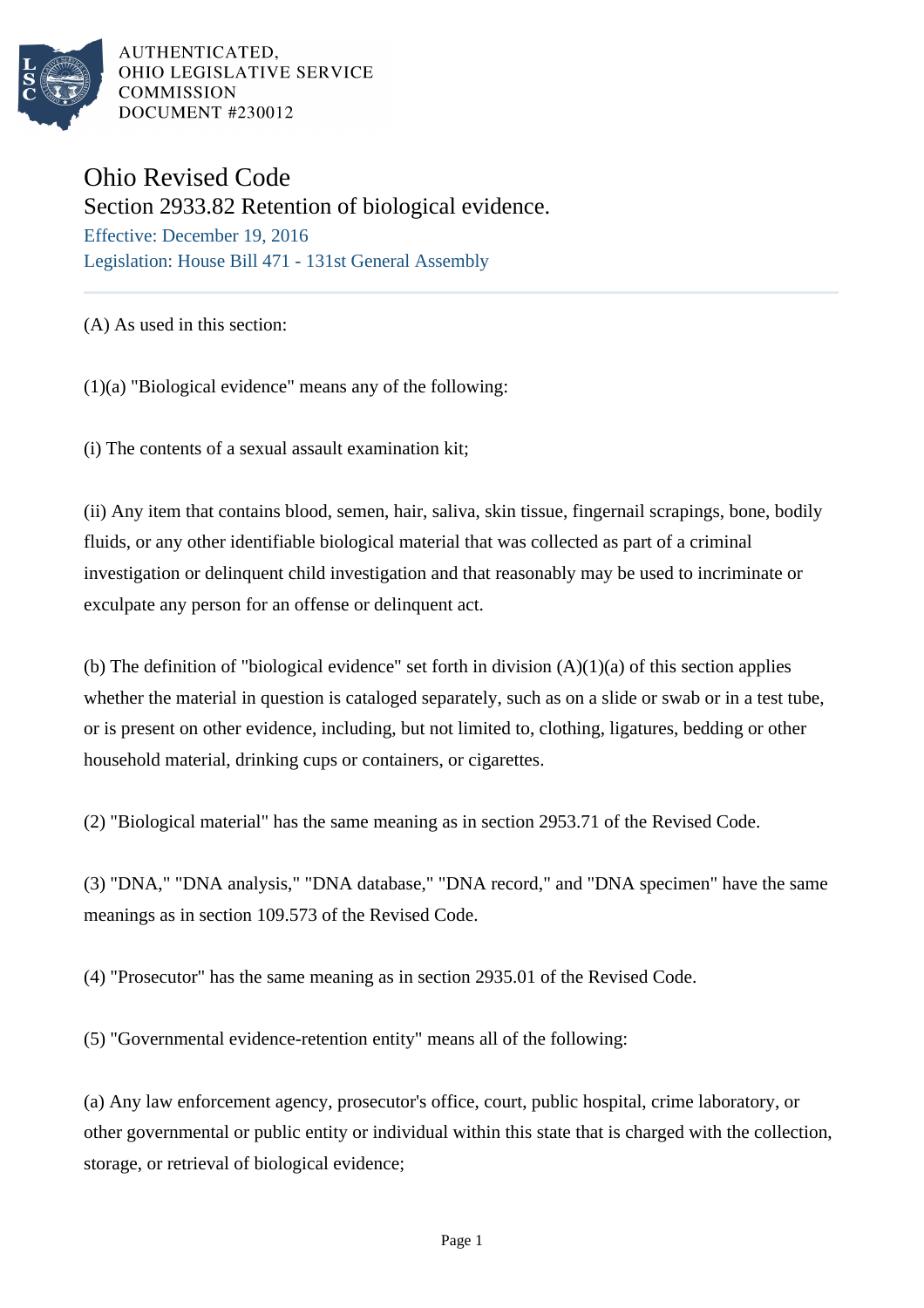AUTHENTICATED,
OHIO LEGISLATIVE SERVICE
COMMISSION
DOCUMENT #230012

# Ohio Revised Code

## Section 2933.82 Retention of biological evidence.

Effective: December 19, 2016

Legislation: House Bill 471 - 131st General Assembly

---

(A) As used in this section:

(1)(a) "Biological evidence" means any of the following:

(i) The contents of a sexual assault examination kit;

(ii) Any item that contains blood, semen, hair, saliva, skin tissue, fingernail scrapings, bone, bodily fluids, or any other identifiable biological material that was collected as part of a criminal investigation or delinquent child investigation and that reasonably may be used to incriminate or exculpate any person for an offense or delinquent act.

(b) The definition of "biological evidence" set forth in division (A)(1)(a) of this section applies whether the material in question is cataloged separately, such as on a slide or swab or in a test tube, or is present on other evidence, including, but not limited to, clothing, ligatures, bedding or other household material, drinking cups or containers, or cigarettes.

(2) "Biological material" has the same meaning as in section 2953.71 of the Revised Code.

(3) "DNA," "DNA analysis," "DNA database," "DNA record," and "DNA specimen" have the same meanings as in section 109.573 of the Revised Code.

(4) "Prosecutor" has the same meaning as in section 2935.01 of the Revised Code.

(5) "Governmental evidence-retention entity" means all of the following:

(a) Any law enforcement agency, prosecutor's office, court, public hospital, crime laboratory, or other governmental or public entity or individual within this state that is charged with the collection, storage, or retrieval of biological evidence;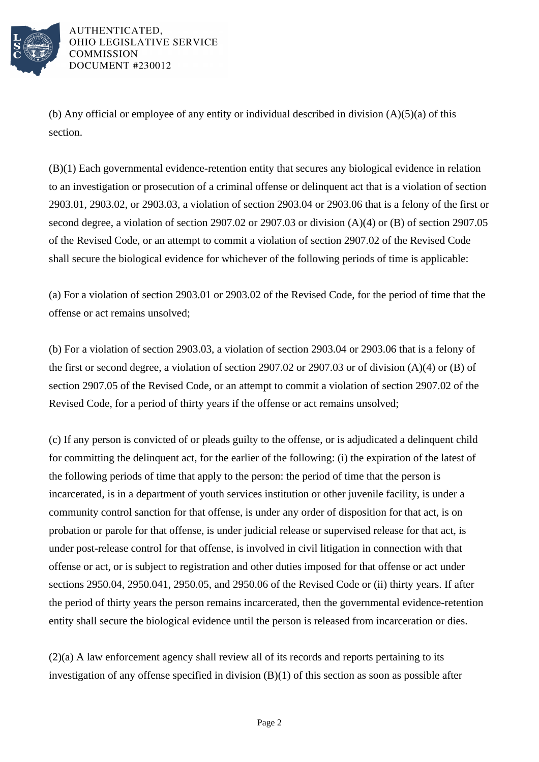(b) Any official or employee of any entity or individual described in division (A)(5)(a) of this section.

(B)(1) Each governmental evidence-retention entity that secures any biological evidence in relation to an investigation or prosecution of a criminal offense or delinquent act that is a violation of section 2903.01, 2903.02, or 2903.03, a violation of section 2903.04 or 2903.06 that is a felony of the first or second degree, a violation of section 2907.02 or 2907.03 or division (A)(4) or (B) of section 2907.05 of the Revised Code, or an attempt to commit a violation of section 2907.02 of the Revised Code shall secure the biological evidence for whichever of the following periods of time is applicable:

(a) For a violation of section 2903.01 or 2903.02 of the Revised Code, for the period of time that the offense or act remains unsolved;

(b) For a violation of section 2903.03, a violation of section 2903.04 or 2903.06 that is a felony of the first or second degree, a violation of section 2907.02 or 2907.03 or of division (A)(4) or (B) of section 2907.05 of the Revised Code, or an attempt to commit a violation of section 2907.02 of the Revised Code, for a period of thirty years if the offense or act remains unsolved;

(c) If any person is convicted of or pleads guilty to the offense, or is adjudicated a delinquent child for committing the delinquent act, for the earlier of the following: (i) the expiration of the latest of the following periods of time that apply to the person: the period of time that the person is incarcerated, is in a department of youth services institution or other juvenile facility, is under a community control sanction for that offense, is under any order of disposition for that act, is on probation or parole for that offense, is under judicial release or supervised release for that act, is under post-release control for that offense, is involved in civil litigation in connection with that offense or act, or is subject to registration and other duties imposed for that offense or act under sections 2950.04, 2950.041, 2950.05, and 2950.06 of the Revised Code or (ii) thirty years. If after the period of thirty years the person remains incarcerated, then the governmental evidence-retention entity shall secure the biological evidence until the person is released from incarceration or dies.

(2)(a) A law enforcement agency shall review all of its records and reports pertaining to its investigation of any offense specified in division (B)(1) of this section as soon as possible after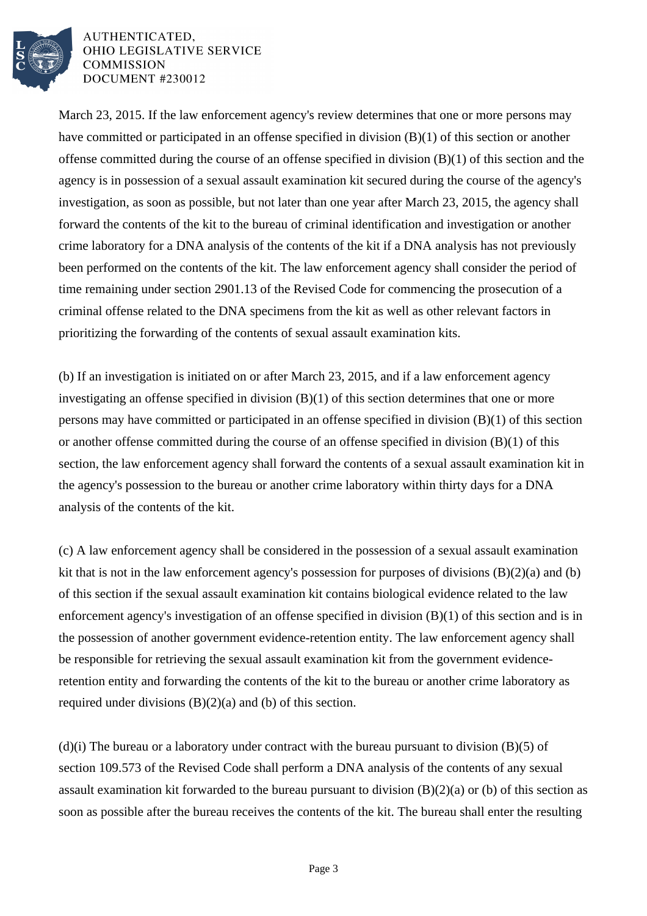March 23, 2015. If the law enforcement agency's review determines that one or more persons may have committed or participated in an offense specified in division (B)(1) of this section or another offense committed during the course of an offense specified in division (B)(1) of this section and the agency is in possession of a sexual assault examination kit secured during the course of the agency's investigation, as soon as possible, but not later than one year after March 23, 2015, the agency shall forward the contents of the kit to the bureau of criminal identification and investigation or another crime laboratory for a DNA analysis of the contents of the kit if a DNA analysis has not previously been performed on the contents of the kit. The law enforcement agency shall consider the period of time remaining under section 2901.13 of the Revised Code for commencing the prosecution of a criminal offense related to the DNA specimens from the kit as well as other relevant factors in prioritizing the forwarding of the contents of sexual assault examination kits.

(b) If an investigation is initiated on or after March 23, 2015, and if a law enforcement agency investigating an offense specified in division (B)(1) of this section determines that one or more persons may have committed or participated in an offense specified in division (B)(1) of this section or another offense committed during the course of an offense specified in division (B)(1) of this section, the law enforcement agency shall forward the contents of a sexual assault examination kit in the agency's possession to the bureau or another crime laboratory within thirty days for a DNA analysis of the contents of the kit.

(c) A law enforcement agency shall be considered in the possession of a sexual assault examination kit that is not in the law enforcement agency's possession for purposes of divisions (B)(2)(a) and (b) of this section if the sexual assault examination kit contains biological evidence related to the law enforcement agency's investigation of an offense specified in division (B)(1) of this section and is in the possession of another government evidence-retention entity. The law enforcement agency shall be responsible for retrieving the sexual assault examination kit from the government evidence-retention entity and forwarding the contents of the kit to the bureau or another crime laboratory as required under divisions (B)(2)(a) and (b) of this section.

(d)(i) The bureau or a laboratory under contract with the bureau pursuant to division (B)(5) of section 109.573 of the Revised Code shall perform a DNA analysis of the contents of any sexual assault examination kit forwarded to the bureau pursuant to division (B)(2)(a) or (b) of this section as soon as possible after the bureau receives the contents of the kit. The bureau shall enter the resulting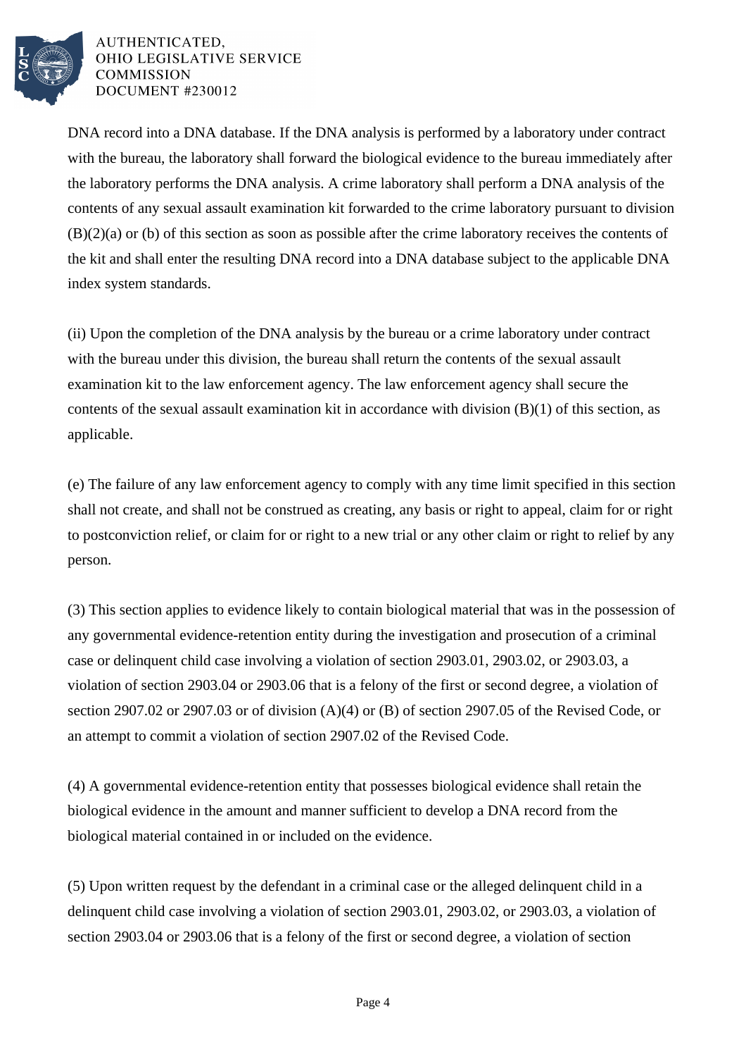DNA record into a DNA database. If the DNA analysis is performed by a laboratory under contract with the bureau, the laboratory shall forward the biological evidence to the bureau immediately after the laboratory performs the DNA analysis. A crime laboratory shall perform a DNA analysis of the contents of any sexual assault examination kit forwarded to the crime laboratory pursuant to division (B)(2)(a) or (b) of this section as soon as possible after the crime laboratory receives the contents of the kit and shall enter the resulting DNA record into a DNA database subject to the applicable DNA index system standards.

(ii) Upon the completion of the DNA analysis by the bureau or a crime laboratory under contract with the bureau under this division, the bureau shall return the contents of the sexual assault examination kit to the law enforcement agency. The law enforcement agency shall secure the contents of the sexual assault examination kit in accordance with division (B)(1) of this section, as applicable.

(e) The failure of any law enforcement agency to comply with any time limit specified in this section shall not create, and shall not be construed as creating, any basis or right to appeal, claim for or right to postconviction relief, or claim for or right to a new trial or any other claim or right to relief by any person.

(3) This section applies to evidence likely to contain biological material that was in the possession of any governmental evidence-retention entity during the investigation and prosecution of a criminal case or delinquent child case involving a violation of section 2903.01, 2903.02, or 2903.03, a violation of section 2903.04 or 2903.06 that is a felony of the first or second degree, a violation of section 2907.02 or 2907.03 or of division (A)(4) or (B) of section 2907.05 of the Revised Code, or an attempt to commit a violation of section 2907.02 of the Revised Code.

(4) A governmental evidence-retention entity that possesses biological evidence shall retain the biological evidence in the amount and manner sufficient to develop a DNA record from the biological material contained in or included on the evidence.

(5) Upon written request by the defendant in a criminal case or the alleged delinquent child in a delinquent child case involving a violation of section 2903.01, 2903.02, or 2903.03, a violation of section 2903.04 or 2903.06 that is a felony of the first or second degree, a violation of section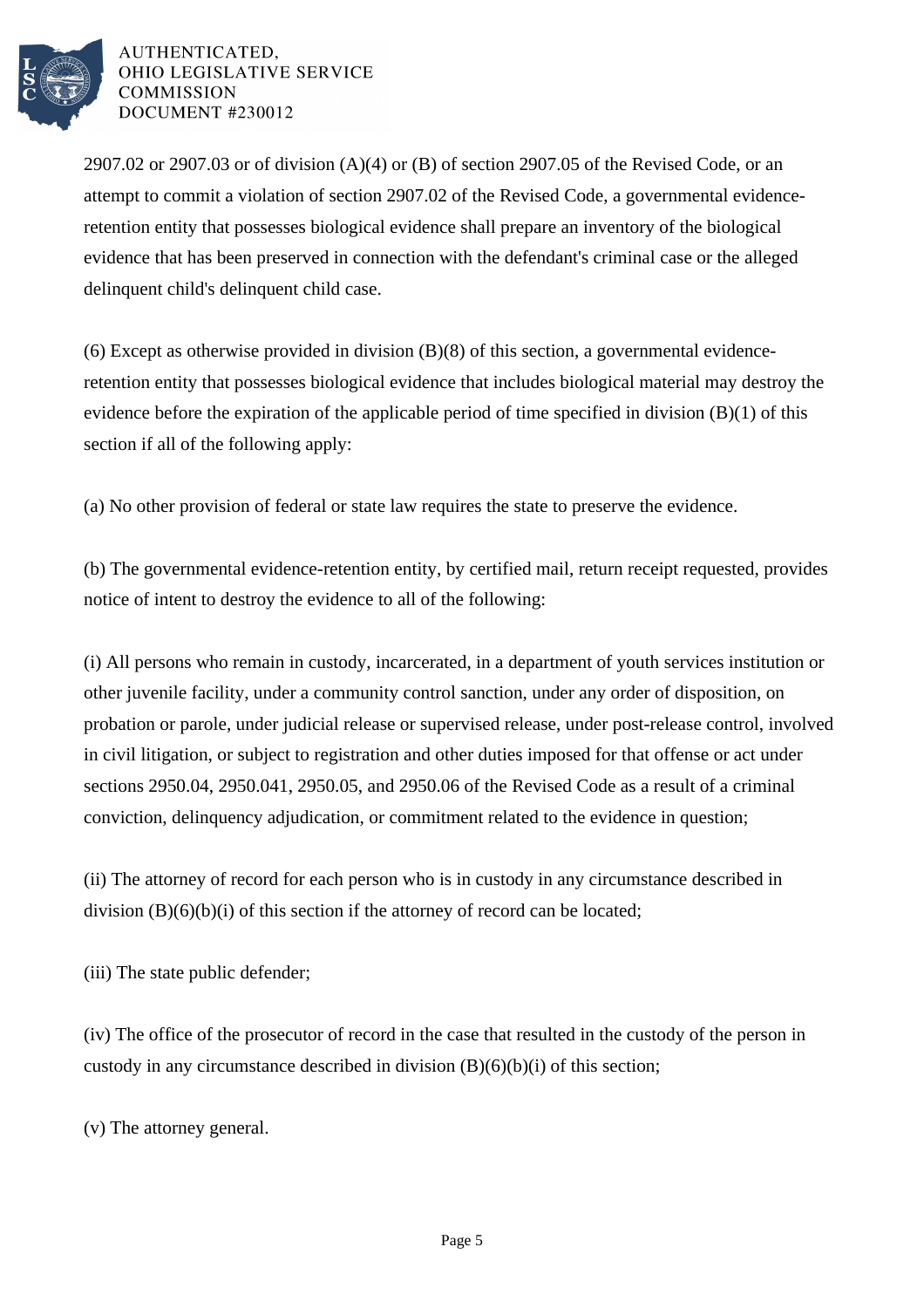2907.02 or 2907.03 or of division (A)(4) or (B) of section 2907.05 of the Revised Code, or an attempt to commit a violation of section 2907.02 of the Revised Code, a governmental evidence-retention entity that possesses biological evidence shall prepare an inventory of the biological evidence that has been preserved in connection with the defendant's criminal case or the alleged delinquent child's delinquent child case.

(6) Except as otherwise provided in division (B)(8) of this section, a governmental evidence-retention entity that possesses biological evidence that includes biological material may destroy the evidence before the expiration of the applicable period of time specified in division (B)(1) of this section if all of the following apply:

(a) No other provision of federal or state law requires the state to preserve the evidence.

(b) The governmental evidence-retention entity, by certified mail, return receipt requested, provides notice of intent to destroy the evidence to all of the following:

(i) All persons who remain in custody, incarcerated, in a department of youth services institution or other juvenile facility, under a community control sanction, under any order of disposition, on probation or parole, under judicial release or supervised release, under post-release control, involved in civil litigation, or subject to registration and other duties imposed for that offense or act under sections 2950.04, 2950.041, 2950.05, and 2950.06 of the Revised Code as a result of a criminal conviction, delinquency adjudication, or commitment related to the evidence in question;

(ii) The attorney of record for each person who is in custody in any circumstance described in division (B)(6)(b)(i) of this section if the attorney of record can be located;

(iii) The state public defender;

(iv) The office of the prosecutor of record in the case that resulted in the custody of the person in custody in any circumstance described in division (B)(6)(b)(i) of this section;

(v) The attorney general.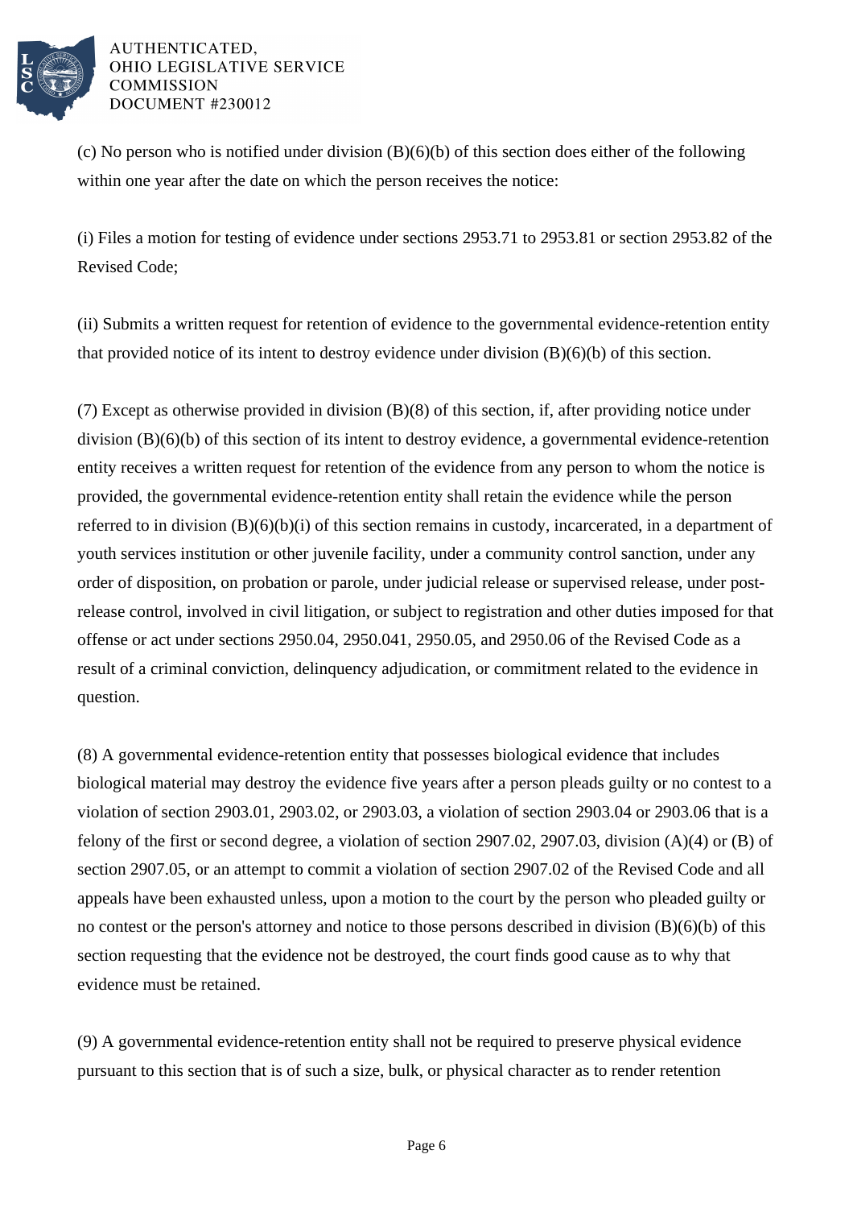(c) No person who is notified under division (B)(6)(b) of this section does either of the following within one year after the date on which the person receives the notice:

(i) Files a motion for testing of evidence under sections 2953.71 to 2953.81 or section 2953.82 of the Revised Code;

(ii) Submits a written request for retention of evidence to the governmental evidence-retention entity that provided notice of its intent to destroy evidence under division (B)(6)(b) of this section.

(7) Except as otherwise provided in division (B)(8) of this section, if, after providing notice under division (B)(6)(b) of this section of its intent to destroy evidence, a governmental evidence-retention entity receives a written request for retention of the evidence from any person to whom the notice is provided, the governmental evidence-retention entity shall retain the evidence while the person referred to in division (B)(6)(b)(i) of this section remains in custody, incarcerated, in a department of youth services institution or other juvenile facility, under a community control sanction, under any order of disposition, on probation or parole, under judicial release or supervised release, under post-release control, involved in civil litigation, or subject to registration and other duties imposed for that offense or act under sections 2950.04, 2950.041, 2950.05, and 2950.06 of the Revised Code as a result of a criminal conviction, delinquency adjudication, or commitment related to the evidence in question.

(8) A governmental evidence-retention entity that possesses biological evidence that includes biological material may destroy the evidence five years after a person pleads guilty or no contest to a violation of section 2903.01, 2903.02, or 2903.03, a violation of section 2903.04 or 2903.06 that is a felony of the first or second degree, a violation of section 2907.02, 2907.03, division (A)(4) or (B) of section 2907.05, or an attempt to commit a violation of section 2907.02 of the Revised Code and all appeals have been exhausted unless, upon a motion to the court by the person who pleaded guilty or no contest or the person's attorney and notice to those persons described in division (B)(6)(b) of this section requesting that the evidence not be destroyed, the court finds good cause as to why that evidence must be retained.

(9) A governmental evidence-retention entity shall not be required to preserve physical evidence pursuant to this section that is of such a size, bulk, or physical character as to render retention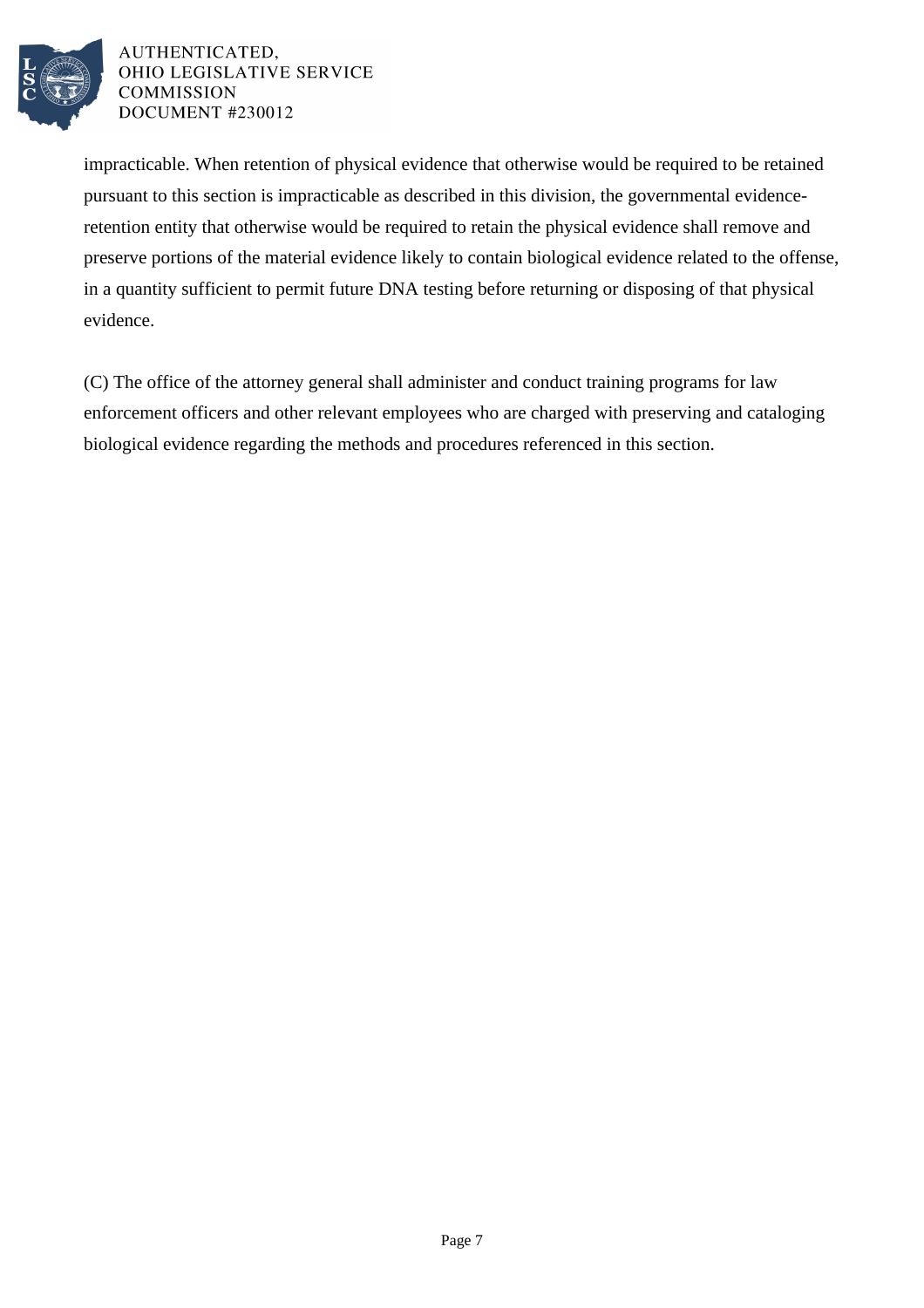impracticable. When retention of physical evidence that otherwise would be required to be retained pursuant to this section is impracticable as described in this division, the governmental evidence-retention entity that otherwise would be required to retain the physical evidence shall remove and preserve portions of the material evidence likely to contain biological evidence related to the offense, in a quantity sufficient to permit future DNA testing before returning or disposing of that physical evidence.

(C) The office of the attorney general shall administer and conduct training programs for law enforcement officers and other relevant employees who are charged with preserving and cataloging biological evidence regarding the methods and procedures referenced in this section.